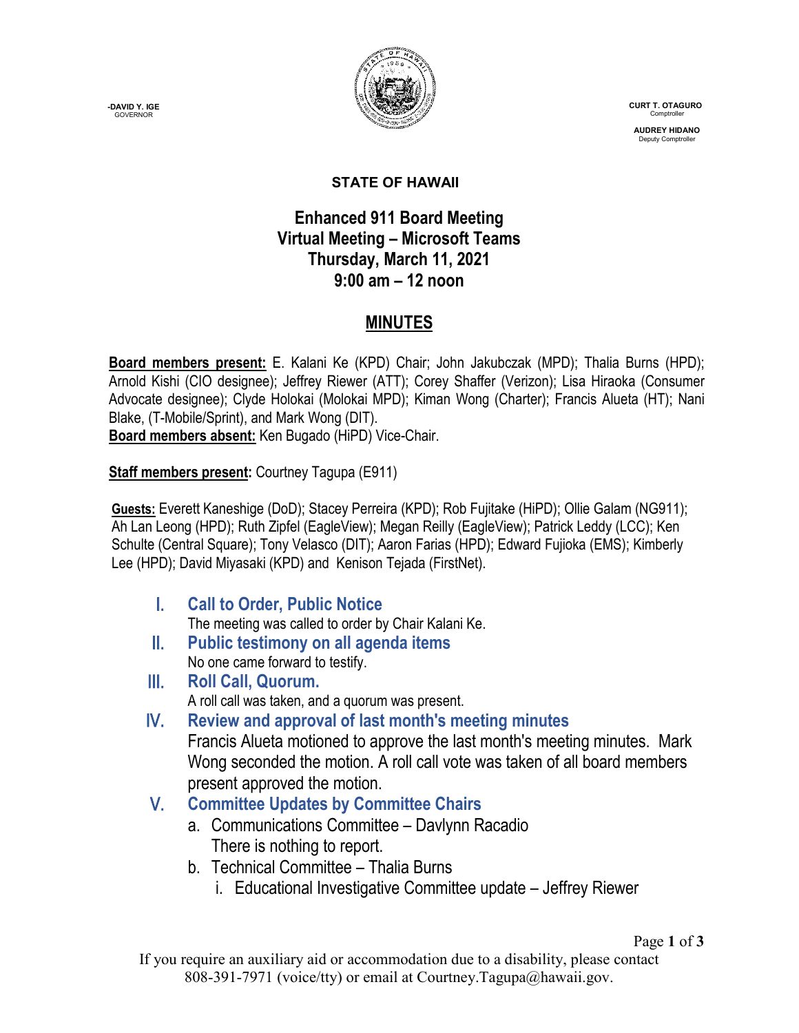-DAVID Y. IGE
GOVERNOR

CURT T. OTAGURO
Comptroller

AUDREY HIDANO
Deputy Comptroller

**STATE OF HAWAII**

# Enhanced 911 Board Meeting
# Virtual Meeting – Microsoft Teams
# Thursday, March 11, 2021
# 9:00 am – 12 noon

## MINUTES

**Board members present:** E. Kalani Ke (KPD) Chair; John Jakubczak (MPD); Thalia Burns (HPD); Arnold Kishi (CIO designee); Jeffrey Riewer (ATT); Corey Shaffer (Verizon); Lisa Hiraoka (Consumer Advocate designee); Clyde Holokai (Molokai MPD); Kiman Wong (Charter); Francis Alueta (HT); Nani Blake, (T-Mobile/Sprint), and Mark Wong (DIT).
**Board members absent:** Ken Bugado (HiPD) Vice-Chair.

**Staff members present:** Courtney Tagupa (E911)

**Guests:** Everett Kaneshige (DoD); Stacey Perreira (KPD); Rob Fujitake (HiPD); Ollie Galam (NG911); Ah Lan Leong (HPD); Ruth Zipfel (EagleView); Megan Reilly (EagleView); Patrick Leddy (LCC); Ken Schulte (Central Square); Tony Velasco (DIT); Aaron Farias (HPD); Edward Fujioka (EMS); Kimberly Lee (HPD); David Miyasaki (KPD) and Kenison Tejada (FirstNet).

### I. Call to Order, Public Notice
The meeting was called to order by Chair Kalani Ke.

### II. Public testimony on all agenda items
No one came forward to testify.

### III. Roll Call, Quorum.
A roll call was taken, and a quorum was present.

### IV. Review and approval of last month's meeting minutes
Francis Alueta motioned to approve the last month's meeting minutes. Mark Wong seconded the motion. A roll call vote was taken of all board members present approved the motion.

### V. Committee Updates by Committee Chairs

a. Communications Committee – Davlynn Racadio
   There is nothing to report.

b. Technical Committee – Thalia Burns
   i. Educational Investigative Committee update – Jeffrey Riewer

If you require an auxiliary aid or accommodation due to a disability, please contact 808-391-7971 (voice/tty) or email at Courtney.Tagupa@hawaii.gov.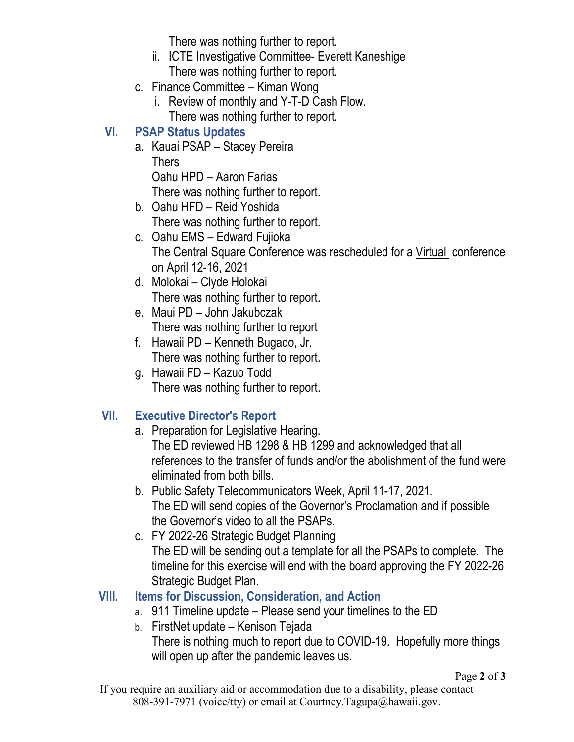There was nothing further to report.

ii. ICTE Investigative Committee- Everett Kaneshige
   There was nothing further to report.

c. Finance Committee – Kiman Wong
   i. Review of monthly and Y-T-D Cash Flow.
      There was nothing further to report.

## VI. PSAP Status Updates

a. Kauai PSAP – Stacey Pereira
   Thers
   Oahu HPD – Aaron Farias
   There was nothing further to report.
b. Oahu HFD – Reid Yoshida
   There was nothing further to report.
c. Oahu EMS – Edward Fujioka
   The Central Square Conference was rescheduled for a Virtual conference on April 12-16, 2021
d. Molokai – Clyde Holokai
   There was nothing further to report.
e. Maui PD – John Jakubczak
   There was nothing further to report
f. Hawaii PD – Kenneth Bugado, Jr.
   There was nothing further to report.
g. Hawaii FD – Kazuo Todd
   There was nothing further to report.

## VII. Executive Director's Report

a. Preparation for Legislative Hearing.
   The ED reviewed HB 1298 & HB 1299 and acknowledged that all references to the transfer of funds and/or the abolishment of the fund were eliminated from both bills.
b. Public Safety Telecommunicators Week, April 11-17, 2021.
   The ED will send copies of the Governor's Proclamation and if possible the Governor's video to all the PSAPs.
c. FY 2022-26 Strategic Budget Planning
   The ED will be sending out a template for all the PSAPs to complete. The timeline for this exercise will end with the board approving the FY 2022-26 Strategic Budget Plan.

## VIII. Items for Discussion, Consideration, and Action

a. 911 Timeline update – Please send your timelines to the ED
b. FirstNet update – Kenison Tejada
   There is nothing much to report due to COVID-19. Hopefully more things will open up after the pandemic leaves us.

If you require an auxiliary aid or accommodation due to a disability, please contact 808-391-7971 (voice/tty) or email at Courtney.Tagupa@hawaii.gov.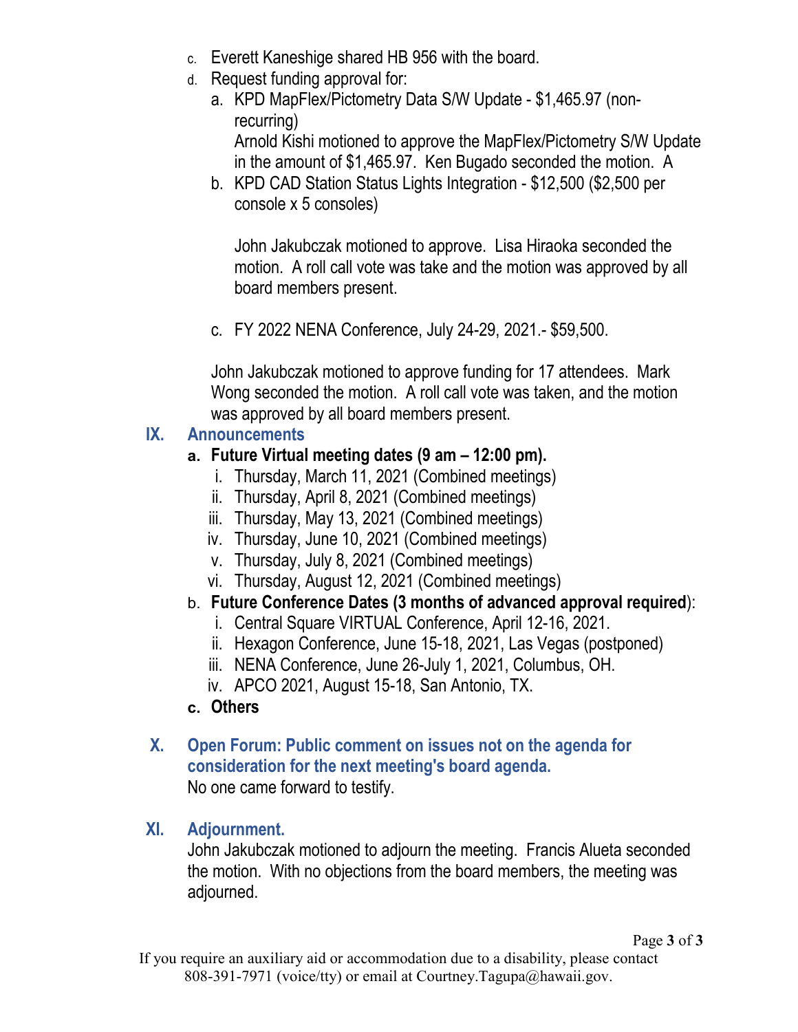c. Everett Kaneshige shared HB 956 with the board.

d. Request funding approval for:

   a. KPD MapFlex/Pictometry Data S/W Update - $1,465.97 (non-recurring)
      Arnold Kishi motioned to approve the MapFlex/Pictometry S/W Update in the amount of $1,465.97. Ken Bugado seconded the motion. A

   b. KPD CAD Station Status Lights Integration - $12,500 ($2,500 per console x 5 consoles)

      John Jakubczak motioned to approve. Lisa Hiraoka seconded the motion. A roll call vote was take and the motion was approved by all board members present.

   c. FY 2022 NENA Conference, July 24-29, 2021.- $59,500.

   John Jakubczak motioned to approve funding for 17 attendees. Mark Wong seconded the motion. A roll call vote was taken, and the motion was approved by all board members present.

## IX. Announcements

a. **Future Virtual meeting dates (9 am – 12:00 pm).**
   i. Thursday, March 11, 2021 (Combined meetings)
   ii. Thursday, April 8, 2021 (Combined meetings)
   iii. Thursday, May 13, 2021 (Combined meetings)
   iv. Thursday, June 10, 2021 (Combined meetings)
   v. Thursday, July 8, 2021 (Combined meetings)
   vi. Thursday, August 12, 2021 (Combined meetings)

b. **Future Conference Dates (3 months of advanced approval required**):
   i. Central Square VIRTUAL Conference, April 12-16, 2021.
   ii. Hexagon Conference, June 15-18, 2021, Las Vegas (postponed)
   iii. NENA Conference, June 26-July 1, 2021, Columbus, OH.
   iv. APCO 2021, August 15-18, San Antonio, TX.

c. **Others**

## X. Open Forum: Public comment on issues not on the agenda for consideration for the next meeting's board agenda.

No one came forward to testify.

## XI. Adjournment.

John Jakubczak motioned to adjourn the meeting. Francis Alueta seconded the motion. With no objections from the board members, the meeting was adjourned.

If you require an auxiliary aid or accommodation due to a disability, please contact 808-391-7971 (voice/tty) or email at Courtney.Tagupa@hawaii.gov.